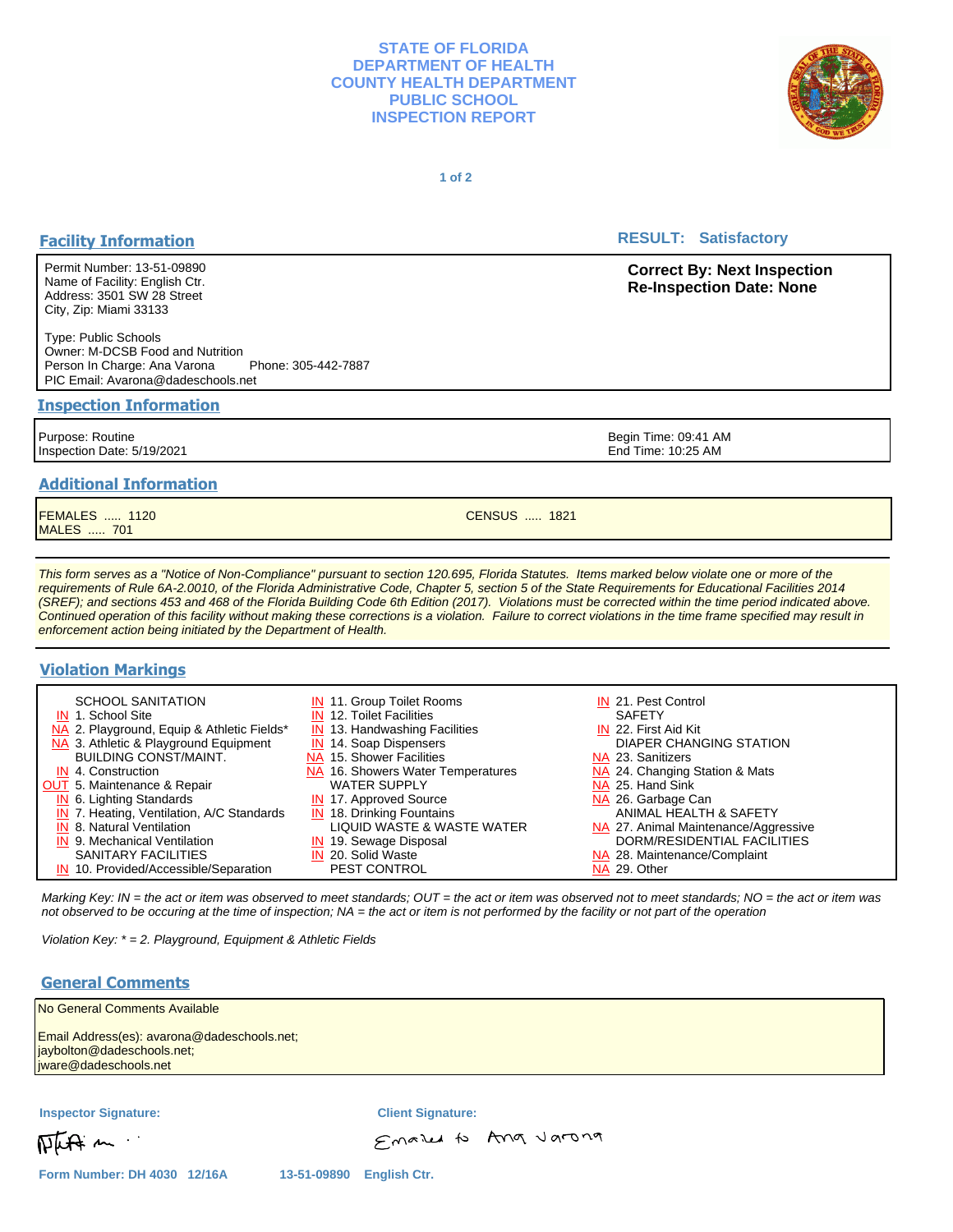# STATE OF FLORIDA
# DEPARTMENT OF HEALTH
# COUNTY HEALTH DEPARTMENT
# PUBLIC SCHOOL
# INSPECTION REPORT

## Facility Information

**RESULT: Satisfactory**

Permit Number: 13-51-09890
Name of Facility: English Ctr.
Address: 3501 SW 28 Street
City, Zip: Miami 33133

Type: Public Schools
Owner: M-DCSB Food and Nutrition
Person In Charge: Ana Varona  Phone: 305-442-7887
PIC Email: Avarona@dadeschools.net

**Correct By: Next Inspection**
**Re-Inspection Date: None**

## Inspection Information

Purpose: Routine
Inspection Date: 5/19/2021

Begin Time: 09:41 AM
End Time: 10:25 AM

## Additional Information

FEMALES ..... 1120
MALES ..... 701

CENSUS ..... 1821

*This form serves as a "Notice of Non-Compliance" pursuant to section 120.695, Florida Statutes. Items marked below violate one or more of the requirements of Rule 6A-2.0010, of the Florida Administrative Code, Chapter 5, section 5 of the State Requirements for Educational Facilities 2014 (SREF); and sections 453 and 468 of the Florida Building Code 6th Edition (2017). Violations must be corrected within the time period indicated above. Continued operation of this facility without making these corrections is a violation. Failure to correct violations in the time frame specified may result in enforcement action being initiated by the Department of Health.*

## Violation Markings

SCHOOL SANITATION
- IN 1. School Site
- NA 2. Playground, Equip & Athletic Fields*
- NA 3. Athletic & Playground Equipment

BUILDING CONST/MAINT.
- IN 4. Construction
- OUT 5. Maintenance & Repair
- IN 6. Lighting Standards
- IN 7. Heating, Ventilation, A/C Standards
- IN 8. Natural Ventilation
- IN 9. Mechanical Ventilation

SANITARY FACILITIES
- IN 10. Provided/Accessible/Separation
- IN 11. Group Toilet Rooms
- IN 12. Toilet Facilities
- IN 13. Handwashing Facilities
- IN 14. Soap Dispensers
- NA 15. Shower Facilities
- NA 16. Showers Water Temperatures

WATER SUPPLY
- IN 17. Approved Source
- IN 18. Drinking Fountains

LIQUID WASTE & WASTE WATER
- IN 19. Sewage Disposal
- IN 20. Solid Waste

PEST CONTROL
- IN 21. Pest Control

SAFETY
- IN 22. First Aid Kit

DIAPER CHANGING STATION
- NA 23. Sanitizers
- NA 24. Changing Station & Mats
- NA 25. Hand Sink
- NA 26. Garbage Can

ANIMAL HEALTH & SAFETY
- NA 27. Animal Maintenance/Aggressive

DORM/RESIDENTIAL FACILITIES
- NA 28. Maintenance/Complaint
- NA 29. Other

*Marking Key: IN = the act or item was observed to meet standards; OUT = the act or item was observed not to meet standards; NO = the act or item was not observed to be occuring at the time of inspection; NA = the act or item is not performed by the facility or not part of the operation*

*Violation Key: * = 2. Playground, Equipment & Athletic Fields*

## General Comments

No General Comments Available

Email Address(es): avarona@dadeschools.net; jaybolton@dadeschools.net; jware@dadeschools.net

**Inspector Signature:** [signature]

**Client Signature:** Emailed to Ana Varona

Form Number: DH 4030 12/16A  13-51-09890 English Ctr.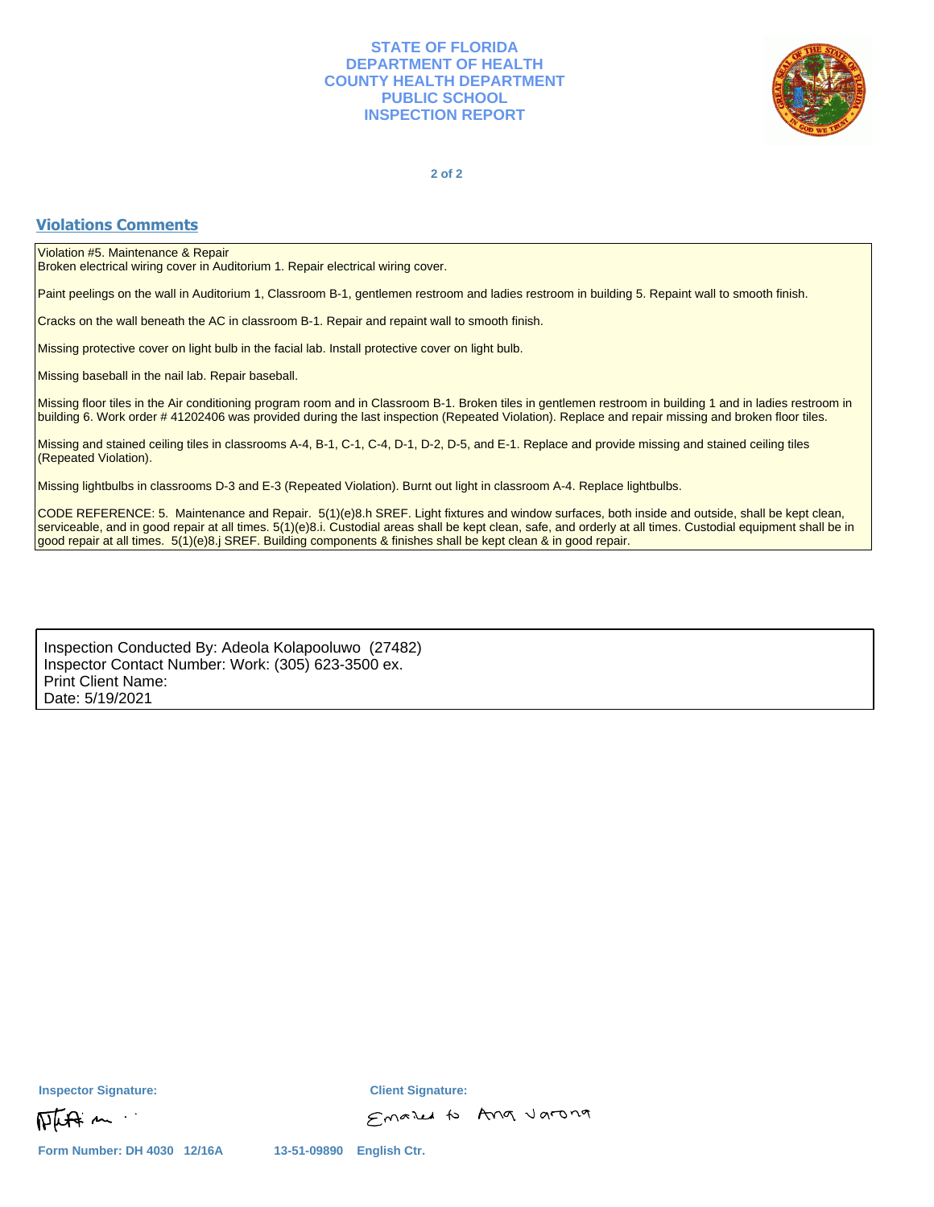STATE OF FLORIDA
DEPARTMENT OF HEALTH
COUNTY HEALTH DEPARTMENT
PUBLIC SCHOOL
INSPECTION REPORT

## Violations Comments

Violation #5. Maintenance & Repair
Broken electrical wiring cover in Auditorium 1. Repair electrical wiring cover.

Paint peelings on the wall in Auditorium 1, Classroom B-1, gentlemen restroom and ladies restroom in building 5. Repaint wall to smooth finish.

Cracks on the wall beneath the AC in classroom B-1. Repair and repaint wall to smooth finish.

Missing protective cover on light bulb in the facial lab. Install protective cover on light bulb.

Missing baseball in the nail lab. Repair baseball.

Missing floor tiles in the Air conditioning program room and in Classroom B-1. Broken tiles in gentlemen restroom in building 1 and in ladies restroom in building 6. Work order # 41202406 was provided during the last inspection (Repeated Violation). Replace and repair missing and broken floor tiles.

Missing and stained ceiling tiles in classrooms A-4, B-1, C-1, C-4, D-1, D-2, D-5, and E-1. Replace and provide missing and stained ceiling tiles (Repeated Violation).

Missing lightbulbs in classrooms D-3 and E-3 (Repeated Violation). Burnt out light in classroom A-4. Replace lightbulbs.

CODE REFERENCE: 5. Maintenance and Repair. 5(1)(e)8.h SREF. Light fixtures and window surfaces, both inside and outside, shall be kept clean, serviceable, and in good repair at all times. 5(1)(e)8.i. Custodial areas shall be kept clean, safe, and orderly at all times. Custodial equipment shall be in good repair at all times. 5(1)(e)8.j SREF. Building components & finishes shall be kept clean & in good repair.

Inspection Conducted By: Adeola Kolapooluwo (27482)
Inspector Contact Number: Work: (305) 623-3500 ex.
Print Client Name:
Date: 5/19/2021

**Inspector Signature:**

**Client Signature:** Emailed to Ana Varona

Form Number: DH 4030 12/16A 13-51-09890 English Ctr.